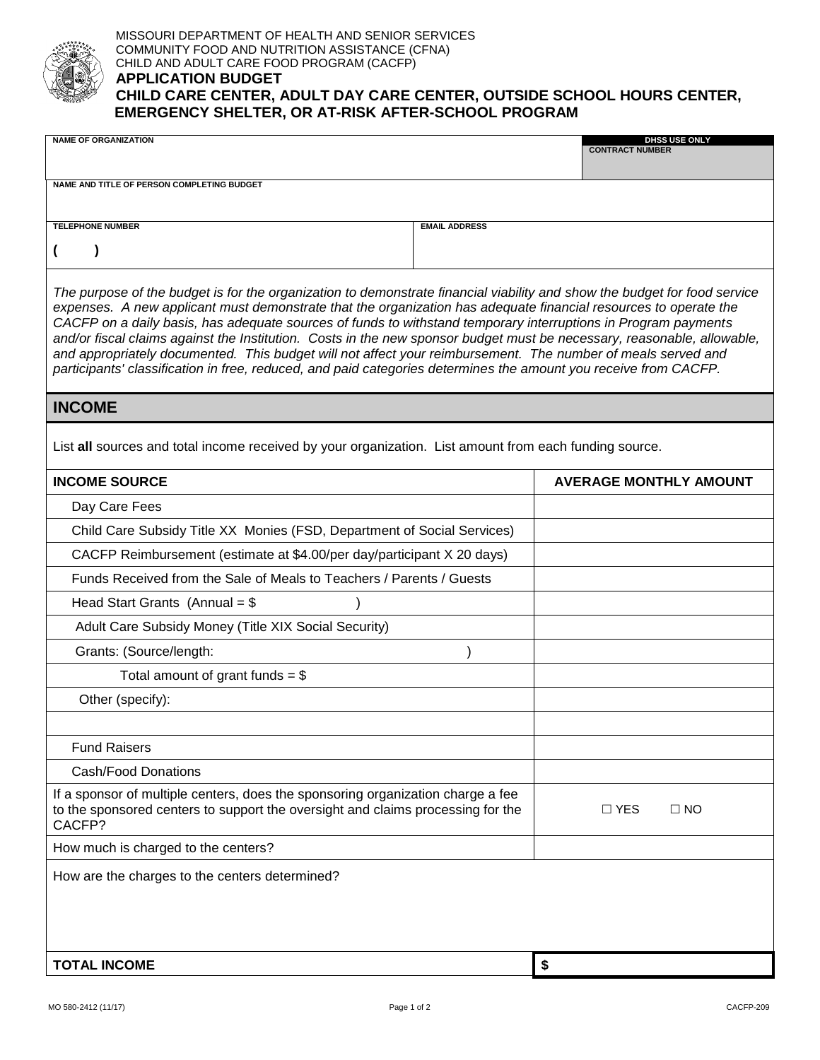MISSOURI DEPARTMENT OF HEALTH AND SENIOR SERVICES
COMMUNITY FOOD AND NUTRITION ASSISTANCE (CFNA)
CHILD AND ADULT CARE FOOD PROGRAM (CACFP)

# APPLICATION BUDGET

## CHILD CARE CENTER, ADULT DAY CARE CENTER, OUTSIDE SCHOOL HOURS CENTER, EMERGENCY SHELTER, OR AT-RISK AFTER-SCHOOL PROGRAM

| NAME OF ORGANIZATION | | DHSS USE ONLY<br>CONTRACT NUMBER |
|---|---|---|
| NAME AND TITLE OF PERSON COMPLETING BUDGET | | |
| TELEPHONE NUMBER<br>( ) | EMAIL ADDRESS | |

*The purpose of the budget is for the organization to demonstrate financial viability and show the budget for food service expenses. A new applicant must demonstrate that the organization has adequate financial resources to operate the CACFP on a daily basis, has adequate sources of funds to withstand temporary interruptions in Program payments and/or fiscal claims against the Institution. Costs in the new sponsor budget must be necessary, reasonable, allowable, and appropriately documented. This budget will not affect your reimbursement. The number of meals served and participants' classification in free, reduced, and paid categories determines the amount you receive from CACFP.*

## INCOME

List **all** sources and total income received by your organization. List amount from each funding source.

| INCOME SOURCE | AVERAGE MONTHLY AMOUNT |
|---|---|
| Day Care Fees | |
| Child Care Subsidy Title XX Monies (FSD, Department of Social Services) | |
| CACFP Reimbursement (estimate at $4.00/per day/participant X 20 days) | |
| Funds Received from the Sale of Meals to Teachers / Parents / Guests | |
| Head Start Grants (Annual = $ ) | |
| Adult Care Subsidy Money (Title XIX Social Security) | |
| Grants: (Source/length: ) | |
| Total amount of grant funds = $ | |
| Other (specify): | |
| | |
| Fund Raisers | |
| Cash/Food Donations | |
| If a sponsor of multiple centers, does the sponsoring organization charge a fee to the sponsored centers to support the oversight and claims processing for the CACFP? | ☐ YES ☐ NO |
| How much is charged to the centers? | |
| How are the charges to the centers determined? | |
| **TOTAL INCOME** | **$** |

MO 580-2412 (11/17) CACFP-209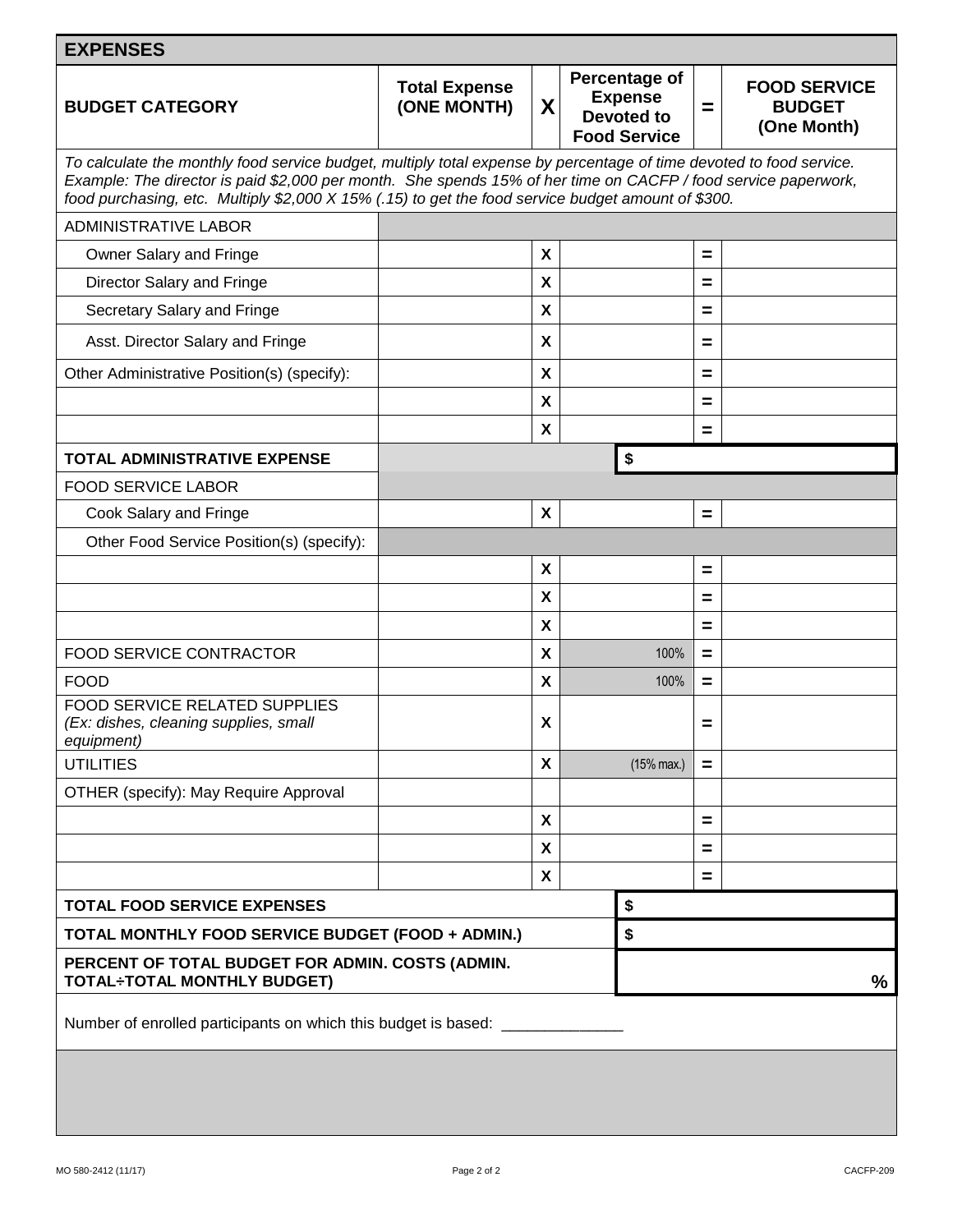## EXPENSES

| BUDGET CATEGORY | Total Expense (ONE MONTH) | X | Percentage of Expense Devoted to Food Service | = | FOOD SERVICE BUDGET (One Month) |
|---|---|---|---|---|---|
| *To calculate the monthly food service budget, multiply total expense by percentage of time devoted to food service. Example: The director is paid $2,000 per month. She spends 15% of her time on CACFP / food service paperwork, food purchasing, etc. Multiply $2,000 X 15% (.15) to get the food service budget amount of $300.* | | | | | |
| ADMINISTRATIVE LABOR | | | | | |
| Owner Salary and Fringe | | X | | = | |
| Director Salary and Fringe | | X | | = | |
| Secretary Salary and Fringe | | X | | = | |
| Asst. Director Salary and Fringe | | X | | = | |
| Other Administrative Position(s) (specify): | | X | | = | |
| | | X | | = | |
| | | X | | = | |
| **TOTAL ADMINISTRATIVE EXPENSE** | | | | | $ |
| FOOD SERVICE LABOR | | | | | |
| Cook Salary and Fringe | | X | | = | |
| Other Food Service Position(s) (specify): | | | | | |
| | | X | | = | |
| | | X | | = | |
| | | X | | = | |
| FOOD SERVICE CONTRACTOR | | X | 100% | = | |
| FOOD | | X | 100% | = | |
| FOOD SERVICE RELATED SUPPLIES *(Ex: dishes, cleaning supplies, small equipment)* | | X | | = | |
| UTILITIES | | X | (15% max.) | = | |
| OTHER (specify): May Require Approval | | | | | |
| | | X | | = | |
| | | X | | = | |
| | | X | | = | |
| **TOTAL FOOD SERVICE EXPENSES** | | | | | $ |
| **TOTAL MONTHLY FOOD SERVICE BUDGET (FOOD + ADMIN.)** | | | | | $ |
| **PERCENT OF TOTAL BUDGET FOR ADMIN. COSTS (ADMIN. TOTAL÷TOTAL MONTHLY BUDGET)** | | | | | % |

Number of enrolled participants on which this budget is based: ______________

MO 580-2412 (11/17) CACFP-209